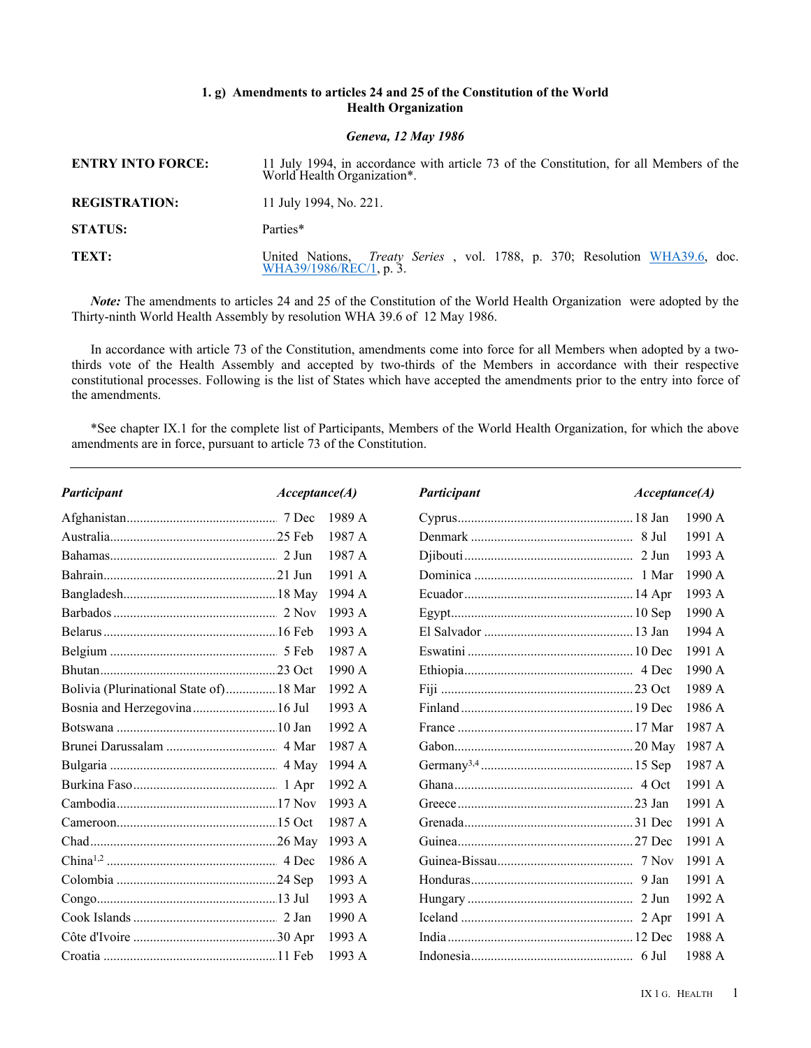### 1. g) Amendments to articles 24 and 25 of the Constitution of the World Health Organization

***Geneva, 12 May 1986***

| | |
|---|---|
| **ENTRY INTO FORCE:** | 11 July 1994, in accordance with article 73 of the Constitution, for all Members of the World Health Organization*. |
| **REGISTRATION:** | 11 July 1994, No. 221. |
| **STATUS:** | Parties* |
| **TEXT:** | United Nations, *Treaty Series* , vol. 1788, p. 370; Resolution WHA39.6, doc. WHA39/1986/REC/1, p. 3. |

***Note:*** The amendments to articles 24 and 25 of the Constitution of the World Health Organization were adopted by the Thirty-ninth World Health Assembly by resolution WHA 39.6 of 12 May 1986.

In accordance with article 73 of the Constitution, amendments come into force for all Members when adopted by a two-thirds vote of the Health Assembly and accepted by two-thirds of the Members in accordance with their respective constitutional processes. Following is the list of States which have accepted the amendments prior to the entry into force of the amendments.

*See chapter IX.1 for the complete list of Participants, Members of the World Health Organization, for which the above amendments are in force, pursuant to article 73 of the Constitution.

| *Participant* | *Acceptance(A)* |
|---|---|
| Afghanistan | 7 Dec 1989 A |
| Australia | 25 Feb 1987 A |
| Bahamas | 2 Jun 1987 A |
| Bahrain | 21 Jun 1991 A |
| Bangladesh | 18 May 1994 A |
| Barbados | 2 Nov 1993 A |
| Belarus | 16 Feb 1993 A |
| Belgium | 5 Feb 1987 A |
| Bhutan | 23 Oct 1990 A |
| Bolivia (Plurinational State of) | 18 Mar 1992 A |
| Bosnia and Herzegovina | 16 Jul 1993 A |
| Botswana | 10 Jan 1992 A |
| Brunei Darussalam | 4 Mar 1987 A |
| Bulgaria | 4 May 1994 A |
| Burkina Faso | 1 Apr 1992 A |
| Cambodia | 17 Nov 1993 A |
| Cameroon | 15 Oct 1987 A |
| Chad | 26 May 1993 A |
| China[1,2] | 4 Dec 1986 A |
| Colombia | 24 Sep 1993 A |
| Congo | 13 Jul 1993 A |
| Cook Islands | 2 Jan 1990 A |
| Côte d'Ivoire | 30 Apr 1993 A |
| Croatia | 11 Feb 1993 A |
| Cyprus | 18 Jan 1990 A |
| Denmark | 8 Jul 1991 A |
| Djibouti | 2 Jun 1993 A |
| Dominica | 1 Mar 1990 A |
| Ecuador | 14 Apr 1993 A |
| Egypt | 10 Sep 1990 A |
| El Salvador | 13 Jan 1994 A |
| Eswatini | 10 Dec 1991 A |
| Ethiopia | 4 Dec 1990 A |
| Fiji | 23 Oct 1989 A |
| Finland | 19 Dec 1986 A |
| France | 17 Mar 1987 A |
| Gabon | 20 May 1987 A |
| Germany[3,4] | 15 Sep 1987 A |
| Ghana | 4 Oct 1991 A |
| Greece | 23 Jan 1991 A |
| Grenada | 31 Dec 1991 A |
| Guinea | 27 Dec 1991 A |
| Guinea-Bissau | 7 Nov 1991 A |
| Honduras | 9 Jan 1991 A |
| Hungary | 2 Jun 1992 A |
| Iceland | 2 Apr 1991 A |
| India | 12 Dec 1988 A |
| Indonesia | 6 Jul 1988 A |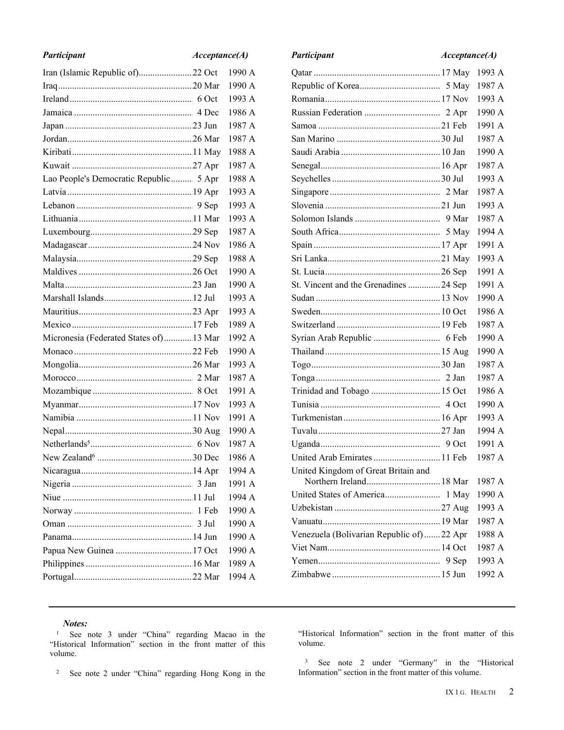| Participant | Acceptance(A) |
|---|---|
| Iran (Islamic Republic of) | 22 Oct 1990 A |
| Iraq | 20 Mar 1990 A |
| Ireland | 6 Oct 1993 A |
| Jamaica | 4 Dec 1986 A |
| Japan | 23 Jun 1987 A |
| Jordan | 26 Mar 1987 A |
| Kiribati | 11 May 1988 A |
| Kuwait | 27 Apr 1987 A |
| Lao People's Democratic Republic | 5 Apr 1988 A |
| Latvia | 19 Apr 1993 A |
| Lebanon | 9 Sep 1993 A |
| Lithuania | 11 Mar 1993 A |
| Luxembourg | 29 Sep 1987 A |
| Madagascar | 24 Nov 1986 A |
| Malaysia | 29 Sep 1988 A |
| Maldives | 26 Oct 1990 A |
| Malta | 23 Jan 1990 A |
| Marshall Islands | 12 Jul 1993 A |
| Mauritius | 23 Apr 1993 A |
| Mexico | 17 Feb 1989 A |
| Micronesia (Federated States of) | 13 Mar 1992 A |
| Monaco | 22 Feb 1990 A |
| Mongolia | 26 Mar 1993 A |
| Morocco | 2 Mar 1987 A |
| Mozambique | 8 Oct 1991 A |
| Myanmar | 17 Nov 1993 A |
| Namibia | 11 Nov 1991 A |
| Nepal | 30 Aug 1990 A |
| Netherlands[5] | 6 Nov 1987 A |
| New Zealand[6] | 30 Dec 1986 A |
| Nicaragua | 14 Apr 1994 A |
| Nigeria | 3 Jan 1991 A |
| Niue | 11 Jul 1994 A |
| Norway | 1 Feb 1990 A |
| Oman | 3 Jul 1990 A |
| Panama | 14 Jun 1990 A |
| Papua New Guinea | 17 Oct 1990 A |
| Philippines | 16 Mar 1989 A |
| Portugal | 22 Mar 1994 A |
| Qatar | 17 May 1993 A |
| Republic of Korea | 5 May 1987 A |
| Romania | 17 Nov 1993 A |
| Russian Federation | 2 Apr 1990 A |
| Samoa | 21 Feb 1991 A |
| San Marino | 30 Jul 1987 A |
| Saudi Arabia | 10 Jan 1990 A |
| Senegal | 16 Apr 1987 A |
| Seychelles | 30 Jul 1993 A |
| Singapore | 2 Mar 1987 A |
| Slovenia | 21 Jun 1993 A |
| Solomon Islands | 9 Mar 1987 A |
| South Africa | 5 May 1994 A |
| Spain | 17 Apr 1991 A |
| Sri Lanka | 21 May 1993 A |
| St. Lucia | 26 Sep 1991 A |
| St. Vincent and the Grenadines | 24 Sep 1991 A |
| Sudan | 13 Nov 1990 A |
| Sweden | 10 Oct 1986 A |
| Switzerland | 19 Feb 1987 A |
| Syrian Arab Republic | 6 Feb 1990 A |
| Thailand | 15 Aug 1990 A |
| Togo | 30 Jan 1987 A |
| Tonga | 2 Jan 1987 A |
| Trinidad and Tobago | 15 Oct 1986 A |
| Tunisia | 4 Oct 1990 A |
| Turkmenistan | 16 Apr 1993 A |
| Tuvalu | 27 Jan 1994 A |
| Uganda | 9 Oct 1991 A |
| United Arab Emirates | 11 Feb 1987 A |
| United Kingdom of Great Britain and Northern Ireland | 18 Mar 1987 A |
| United States of America | 1 May 1990 A |
| Uzbekistan | 27 Aug 1993 A |
| Vanuatu | 19 Mar 1987 A |
| Venezuela (Bolivarian Republic of) | 22 Apr 1988 A |
| Viet Nam | 14 Oct 1987 A |
| Yemen | 9 Sep 1993 A |
| Zimbabwe | 15 Jun 1992 A |

*Notes:*

[1] See note 3 under "China" regarding Macao in the "Historical Information" section in the front matter of this volume.

[2] See note 2 under "China" regarding Hong Kong in the "Historical Information" section in the front matter of this volume.

[3] See note 2 under "Germany" in the "Historical Information" section in the front matter of this volume.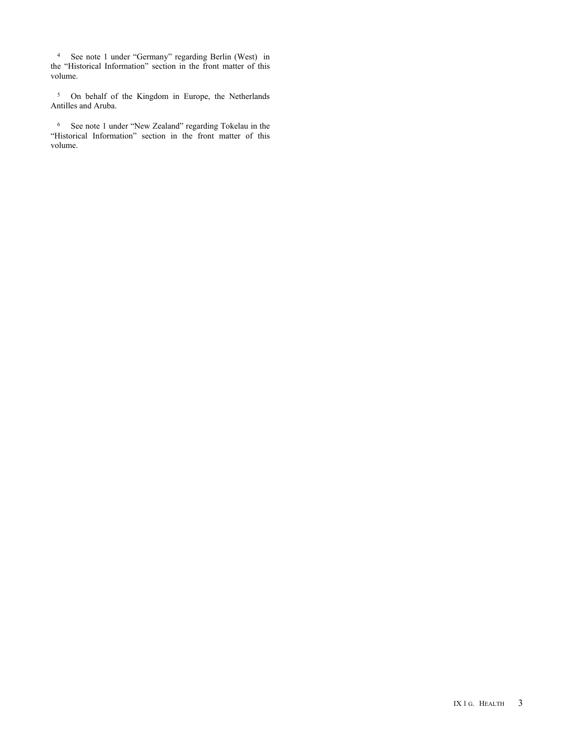[4] See note 1 under “Germany” regarding Berlin (West) in the “Historical Information” section in the front matter of this volume.

[5] On behalf of the Kingdom in Europe, the Netherlands Antilles and Aruba.

[6] See note 1 under “New Zealand” regarding Tokelau in the “Historical Information” section in the front matter of this volume.